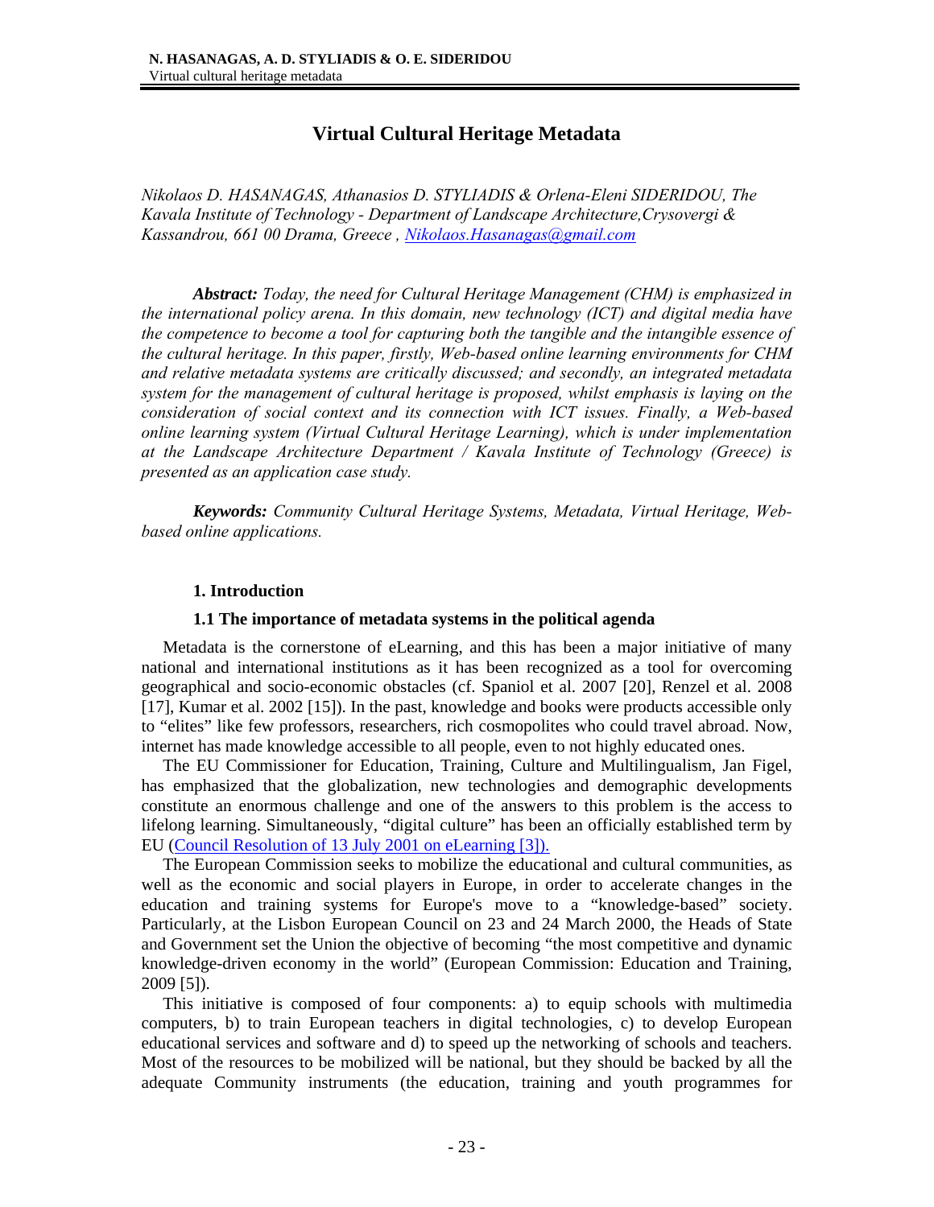# Virtual Cultural Heritage Metadata

*Nikolaos D. HASANAGAS, Athanasios D. STYLIADIS & Orlena-Eleni SIDERIDOU, The Kavala Institute of Technology - Department of Landscape Architecture, Crysovergi & Kassandrou, 661 00 Drama, Greece , Nikolaos.Hasanagas@gmail.com*

***Abstract:*** *Today, the need for Cultural Heritage Management (CHM) is emphasized in the international policy arena. In this domain, new technology (ICT) and digital media have the competence to become a tool for capturing both the tangible and the intangible essence of the cultural heritage. In this paper, firstly, Web-based online learning environments for CHM and relative metadata systems are critically discussed; and secondly, an integrated metadata system for the management of cultural heritage is proposed, whilst emphasis is laying on the consideration of social context and its connection with ICT issues. Finally, a Web-based online learning system (Virtual Cultural Heritage Learning), which is under implementation at the Landscape Architecture Department / Kavala Institute of Technology (Greece) is presented as an application case study.*

***Keywords:*** *Community Cultural Heritage Systems, Metadata, Virtual Heritage, Web-based online applications.*

## 1. Introduction

### 1.1 The importance of metadata systems in the political agenda

Metadata is the cornerstone of eLearning, and this has been a major initiative of many national and international institutions as it has been recognized as a tool for overcoming geographical and socio-economic obstacles (cf. Spaniol et al. 2007 [20], Renzel et al. 2008 [17], Kumar et al. 2002 [15]). In the past, knowledge and books were products accessible only to "elites" like few professors, researchers, rich cosmopolites who could travel abroad. Now, internet has made knowledge accessible to all people, even to not highly educated ones.

The EU Commissioner for Education, Training, Culture and Multilingualism, Jan Figel, has emphasized that the globalization, new technologies and demographic developments constitute an enormous challenge and one of the answers to this problem is the access to lifelong learning. Simultaneously, "digital culture" has been an officially established term by EU (Council Resolution of 13 July 2001 on eLearning [3]).

The European Commission seeks to mobilize the educational and cultural communities, as well as the economic and social players in Europe, in order to accelerate changes in the education and training systems for Europe's move to a "knowledge-based" society. Particularly, at the Lisbon European Council on 23 and 24 March 2000, the Heads of State and Government set the Union the objective of becoming "the most competitive and dynamic knowledge-driven economy in the world" (European Commission: Education and Training, 2009 [5]).

This initiative is composed of four components: a) to equip schools with multimedia computers, b) to train European teachers in digital technologies, c) to develop European educational services and software and d) to speed up the networking of schools and teachers. Most of the resources to be mobilized will be national, but they should be backed by all the adequate Community instruments (the education, training and youth programmes for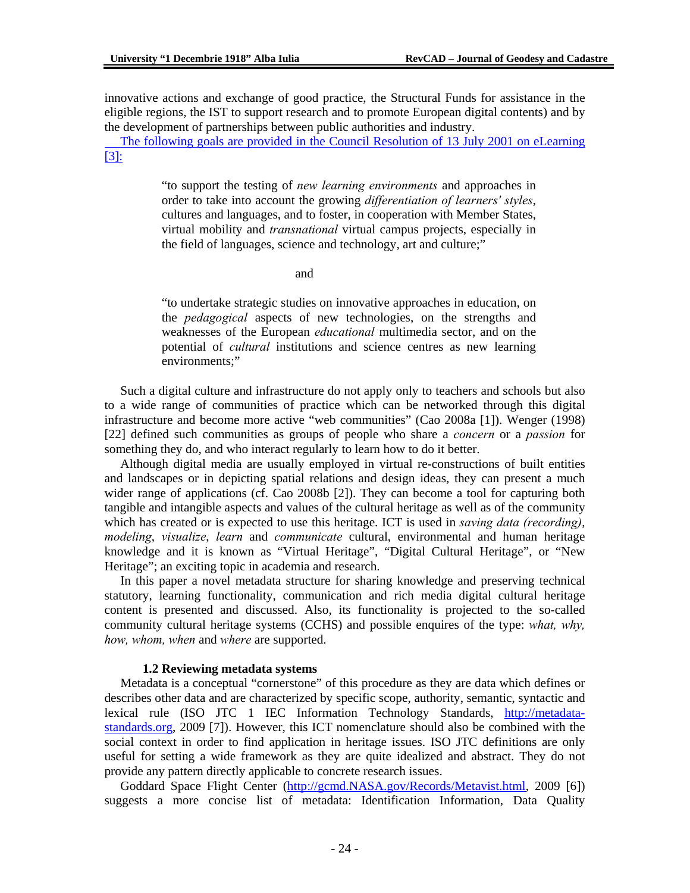innovative actions and exchange of good practice, the Structural Funds for assistance in the eligible regions, the IST to support research and to promote European digital contents) and by the development of partnerships between public authorities and industry.

The following goals are provided in the Council Resolution of 13 July 2001 on eLearning [3]:

> "to support the testing of *new learning environments* and approaches in order to take into account the growing *differentiation of learners' styles*, cultures and languages, and to foster, in cooperation with Member States, virtual mobility and *transnational* virtual campus projects, especially in the field of languages, science and technology, art and culture;"

and

> "to undertake strategic studies on innovative approaches in education, on the *pedagogical* aspects of new technologies, on the strengths and weaknesses of the European *educational* multimedia sector, and on the potential of *cultural* institutions and science centres as new learning environments;"

Such a digital culture and infrastructure do not apply only to teachers and schools but also to a wide range of communities of practice which can be networked through this digital infrastructure and become more active "web communities" (Cao 2008a [1]). Wenger (1998) [22] defined such communities as groups of people who share a *concern* or a *passion* for something they do, and who interact regularly to learn how to do it better.

Although digital media are usually employed in virtual re-constructions of built entities and landscapes or in depicting spatial relations and design ideas, they can present a much wider range of applications (cf. Cao 2008b [2]). They can become a tool for capturing both tangible and intangible aspects and values of the cultural heritage as well as of the community which has created or is expected to use this heritage. ICT is used in *saving data (recording)*, *modeling*, *visualize*, *learn* and *communicate* cultural, environmental and human heritage knowledge and it is known as "Virtual Heritage", "Digital Cultural Heritage", or "New Heritage"; an exciting topic in academia and research.

In this paper a novel metadata structure for sharing knowledge and preserving technical statutory, learning functionality, communication and rich media digital cultural heritage content is presented and discussed. Also, its functionality is projected to the so-called community cultural heritage systems (CCHS) and possible enquires of the type: *what, why, how, whom, when* and *where* are supported.

### 1.2 Reviewing metadata systems

Metadata is a conceptual "cornerstone" of this procedure as they are data which defines or describes other data and are characterized by specific scope, authority, semantic, syntactic and lexical rule (ISO JTC 1 IEC Information Technology Standards, http://metadata-standards.org, 2009 [7]). However, this ICT nomenclature should also be combined with the social context in order to find application in heritage issues. ISO JTC definitions are only useful for setting a wide framework as they are quite idealized and abstract. They do not provide any pattern directly applicable to concrete research issues.

Goddard Space Flight Center (http://gcmd.NASA.gov/Records/Metavist.html, 2009 [6]) suggests a more concise list of metadata: Identification Information, Data Quality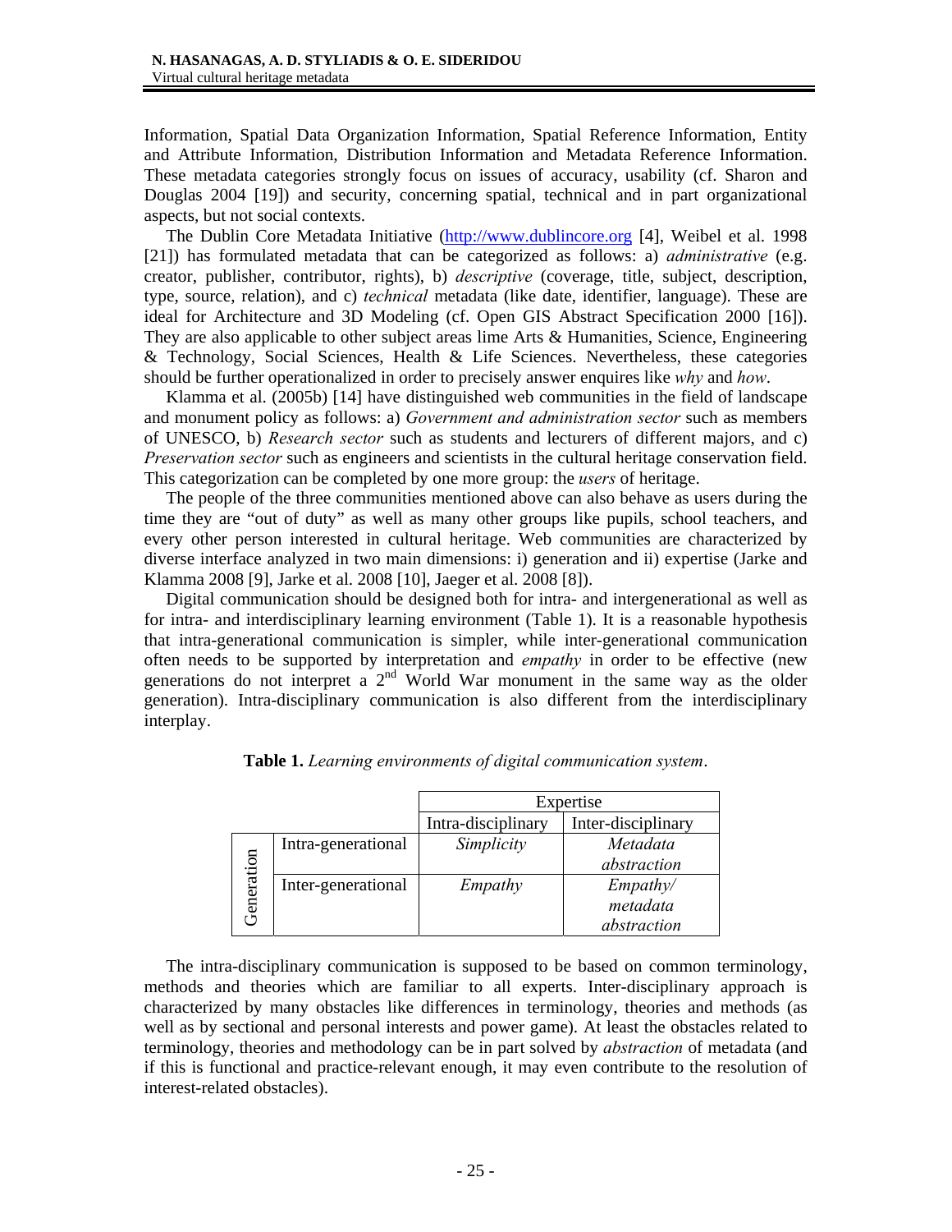Information, Spatial Data Organization Information, Spatial Reference Information, Entity and Attribute Information, Distribution Information and Metadata Reference Information. These metadata categories strongly focus on issues of accuracy, usability (cf. Sharon and Douglas 2004 [19]) and security, concerning spatial, technical and in part organizational aspects, but not social contexts.

The Dublin Core Metadata Initiative (http://www.dublincore.org [4], Weibel et al. 1998 [21]) has formulated metadata that can be categorized as follows: a) *administrative* (e.g. creator, publisher, contributor, rights), b) *descriptive* (coverage, title, subject, description, type, source, relation), and c) *technical* metadata (like date, identifier, language). These are ideal for Architecture and 3D Modeling (cf. Open GIS Abstract Specification 2000 [16]). They are also applicable to other subject areas lime Arts & Humanities, Science, Engineering & Technology, Social Sciences, Health & Life Sciences. Nevertheless, these categories should be further operationalized in order to precisely answer enquires like *why* and *how*.

Klamma et al. (2005b) [14] have distinguished web communities in the field of landscape and monument policy as follows: a) *Government and administration sector* such as members of UNESCO, b) *Research sector* such as students and lecturers of different majors, and c) *Preservation sector* such as engineers and scientists in the cultural heritage conservation field. This categorization can be completed by one more group: the *users* of heritage.

The people of the three communities mentioned above can also behave as users during the time they are "out of duty" as well as many other groups like pupils, school teachers, and every other person interested in cultural heritage. Web communities are characterized by diverse interface analyzed in two main dimensions: i) generation and ii) expertise (Jarke and Klamma 2008 [9], Jarke et al. 2008 [10], Jaeger et al. 2008 [8]).

Digital communication should be designed both for intra- and intergenerational as well as for intra- and interdisciplinary learning environment (Table 1). It is a reasonable hypothesis that intra-generational communication is simpler, while inter-generational communication often needs to be supported by interpretation and *empathy* in order to be effective (new generations do not interpret a 2nd World War monument in the same way as the older generation). Intra-disciplinary communication is also different from the interdisciplinary interplay.

**Table 1.** *Learning environments of digital communication system.*

| | | Expertise | |
|---|---|---|---|
| | | Intra-disciplinary | Inter-disciplinary |
| Generation | Intra-generational | *Simplicity* | *Metadata abstraction* |
| | Inter-generational | *Empathy* | *Empathy/ metadata abstraction* |

The intra-disciplinary communication is supposed to be based on common terminology, methods and theories which are familiar to all experts. Inter-disciplinary approach is characterized by many obstacles like differences in terminology, theories and methods (as well as by sectional and personal interests and power game). At least the obstacles related to terminology, theories and methodology can be in part solved by *abstraction* of metadata (and if this is functional and practice-relevant enough, it may even contribute to the resolution of interest-related obstacles).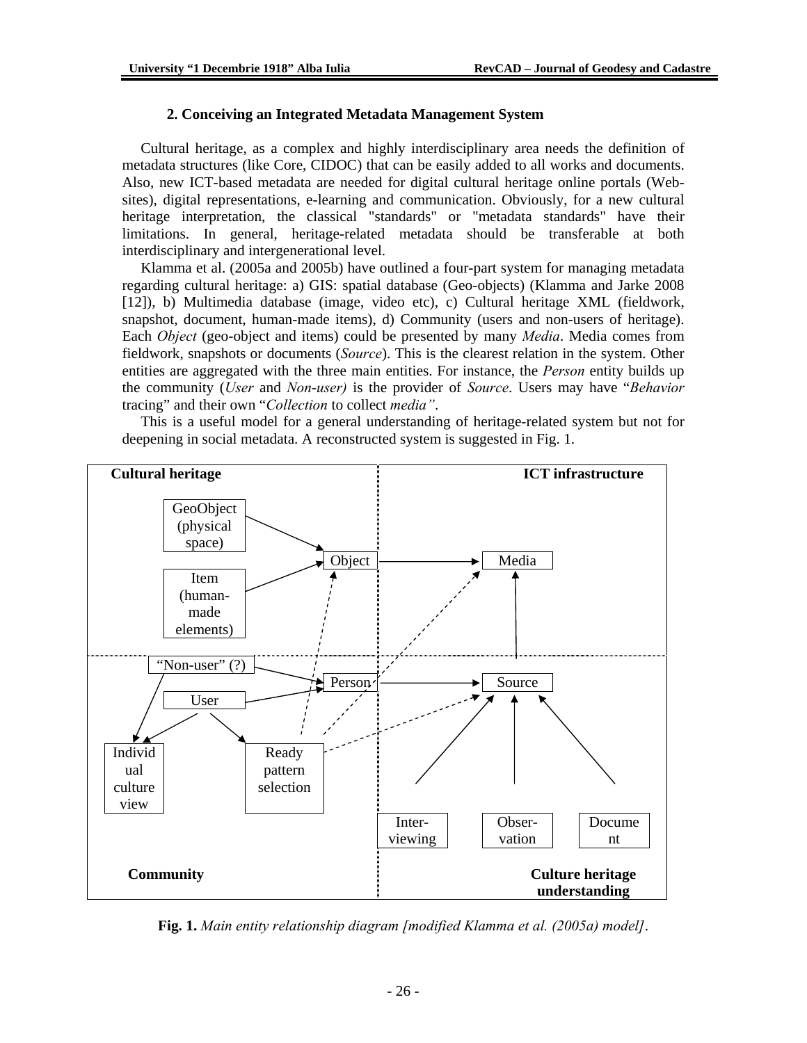### 2. Conceiving an Integrated Metadata Management System

Cultural heritage, as a complex and highly interdisciplinary area needs the definition of metadata structures (like Core, CIDOC) that can be easily added to all works and documents. Also, new ICT-based metadata are needed for digital cultural heritage online portals (Web-sites), digital representations, e-learning and communication. Obviously, for a new cultural heritage interpretation, the classical "standards" or "metadata standards" have their limitations. In general, heritage-related metadata should be transferable at both interdisciplinary and intergenerational level.

Klamma et al. (2005a and 2005b) have outlined a four-part system for managing metadata regarding cultural heritage: a) GIS: spatial database (Geo-objects) (Klamma and Jarke 2008 [12]), b) Multimedia database (image, video etc), c) Cultural heritage XML (fieldwork, snapshot, document, human-made items), d) Community (users and non-users of heritage). Each *Object* (geo-object and items) could be presented by many *Media*. Media comes from fieldwork, snapshots or documents (*Source*). This is the clearest relation in the system. Other entities are aggregated with the three main entities. For instance, the *Person* entity builds up the community (*User* and *Non-user)* is the provider of *Source*. Users may have "*Behavior* tracing" and their own "*Collection* to collect *media"*.

This is a useful model for a general understanding of heritage-related system but not for deepening in social metadata. A reconstructed system is suggested in Fig. 1.

**Fig. 1.** *Main entity relationship diagram [modified Klamma et al. (2005a) model]*.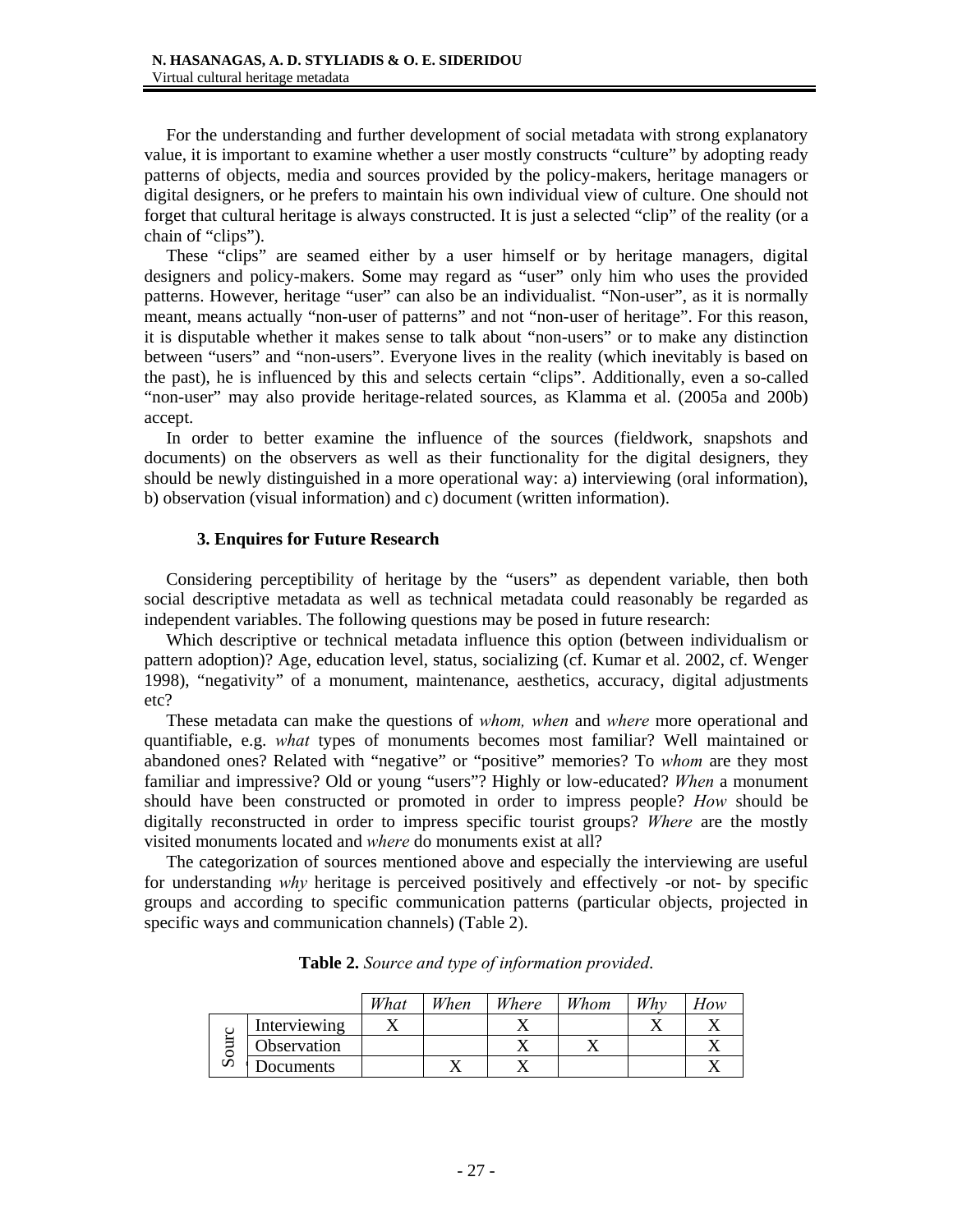For the understanding and further development of social metadata with strong explanatory value, it is important to examine whether a user mostly constructs "culture" by adopting ready patterns of objects, media and sources provided by the policy-makers, heritage managers or digital designers, or he prefers to maintain his own individual view of culture. One should not forget that cultural heritage is always constructed. It is just a selected "clip" of the reality (or a chain of "clips").

These "clips" are seamed either by a user himself or by heritage managers, digital designers and policy-makers. Some may regard as "user" only him who uses the provided patterns. However, heritage "user" can also be an individualist. "Non-user", as it is normally meant, means actually "non-user of patterns" and not "non-user of heritage". For this reason, it is disputable whether it makes sense to talk about "non-users" or to make any distinction between "users" and "non-users". Everyone lives in the reality (which inevitably is based on the past), he is influenced by this and selects certain "clips". Additionally, even a so-called "non-user" may also provide heritage-related sources, as Klamma et al. (2005a and 200b) accept.

In order to better examine the influence of the sources (fieldwork, snapshots and documents) on the observers as well as their functionality for the digital designers, they should be newly distinguished in a more operational way: a) interviewing (oral information), b) observation (visual information) and c) document (written information).

### 3. Enquires for Future Research

Considering perceptibility of heritage by the "users" as dependent variable, then both social descriptive metadata as well as technical metadata could reasonably be regarded as independent variables. The following questions may be posed in future research:

Which descriptive or technical metadata influence this option (between individualism or pattern adoption)? Age, education level, status, socializing (cf. Kumar et al. 2002, cf. Wenger 1998), "negativity" of a monument, maintenance, aesthetics, accuracy, digital adjustments etc?

These metadata can make the questions of *whom, when* and *where* more operational and quantifiable, e.g. *what* types of monuments becomes most familiar? Well maintained or abandoned ones? Related with "negative" or "positive" memories? To *whom* are they most familiar and impressive? Old or young "users"? Highly or low-educated? *When* a monument should have been constructed or promoted in order to impress people? *How* should be digitally reconstructed in order to impress specific tourist groups? *Where* are the mostly visited monuments located and *where* do monuments exist at all?

The categorization of sources mentioned above and especially the interviewing are useful for understanding *why* heritage is perceived positively and effectively -or not- by specific groups and according to specific communication patterns (particular objects, projected in specific ways and communication channels) (Table 2).

**Table 2.** *Source and type of information provided.*

| | | *What* | *When* | *Where* | *Whom* | *Why* | *How* |
|---|---|---|---|---|---|---|---|
| Source | Interviewing | X | | X | | X | X |
| | Observation | | | X | X | | X |
| | Documents | | X | X | | | X |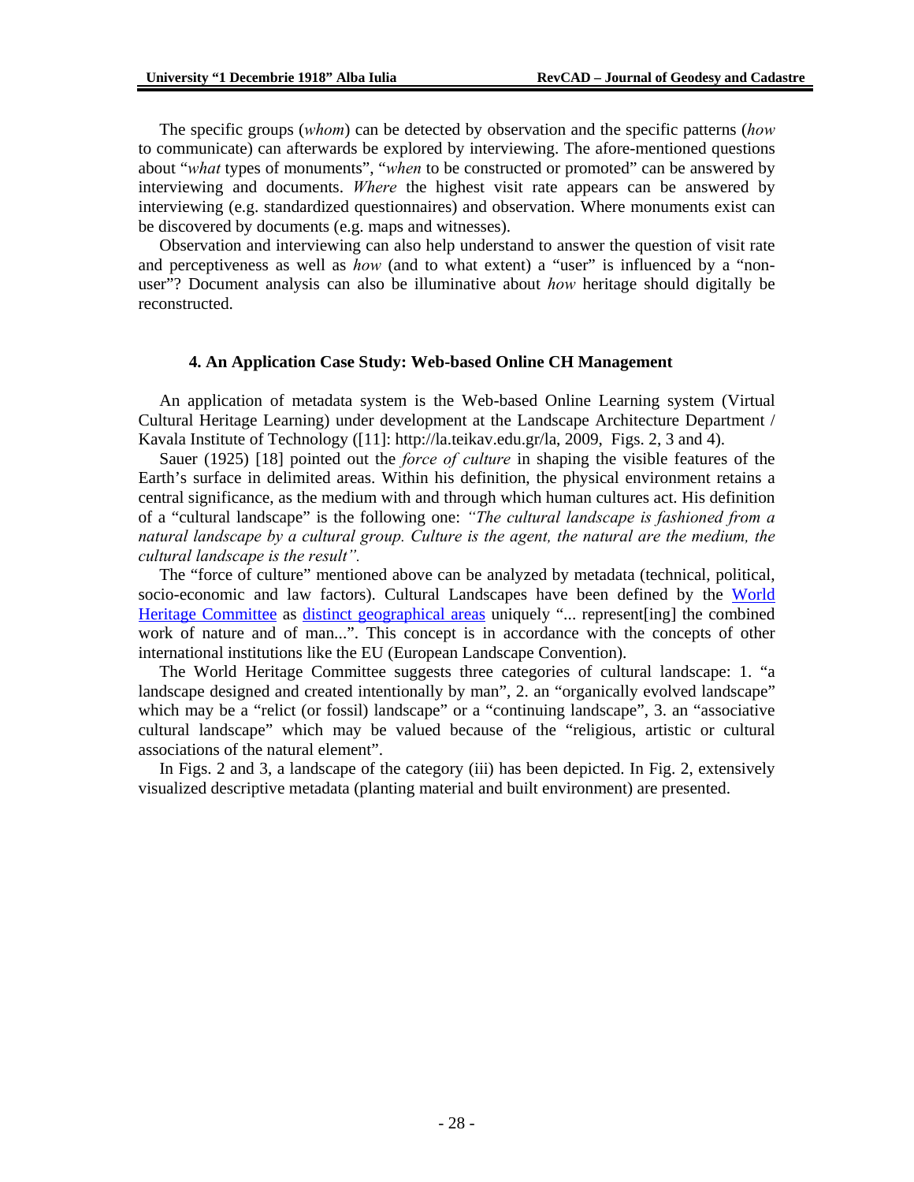The specific groups (*whom*) can be detected by observation and the specific patterns (*how* to communicate) can afterwards be explored by interviewing. The afore-mentioned questions about "*what* types of monuments", "*when* to be constructed or promoted" can be answered by interviewing and documents. *Where* the highest visit rate appears can be answered by interviewing (e.g. standardized questionnaires) and observation. Where monuments exist can be discovered by documents (e.g. maps and witnesses).

Observation and interviewing can also help understand to answer the question of visit rate and perceptiveness as well as *how* (and to what extent) a "user" is influenced by a "non-user"? Document analysis can also be illuminative about *how* heritage should digitally be reconstructed.

### 4. An Application Case Study: Web-based Online CH Management

An application of metadata system is the Web-based Online Learning system (Virtual Cultural Heritage Learning) under development at the Landscape Architecture Department / Kavala Institute of Technology ([11]: http://la.teikav.edu.gr/la, 2009, Figs. 2, 3 and 4).

Sauer (1925) [18] pointed out the *force of culture* in shaping the visible features of the Earth's surface in delimited areas. Within his definition, the physical environment retains a central significance, as the medium with and through which human cultures act. His definition of a "cultural landscape" is the following one: *"The cultural landscape is fashioned from a natural landscape by a cultural group. Culture is the agent, the natural are the medium, the cultural landscape is the result".*

The "force of culture" mentioned above can be analyzed by metadata (technical, political, socio-economic and law factors). Cultural Landscapes have been defined by the World Heritage Committee as distinct geographical areas uniquely "... represent[ing] the combined work of nature and of man...". This concept is in accordance with the concepts of other international institutions like the EU (European Landscape Convention).

The World Heritage Committee suggests three categories of cultural landscape: 1. "a landscape designed and created intentionally by man", 2. an "organically evolved landscape" which may be a "relict (or fossil) landscape" or a "continuing landscape", 3. an "associative cultural landscape" which may be valued because of the "religious, artistic or cultural associations of the natural element".

In Figs. 2 and 3, a landscape of the category (iii) has been depicted. In Fig. 2, extensively visualized descriptive metadata (planting material and built environment) are presented.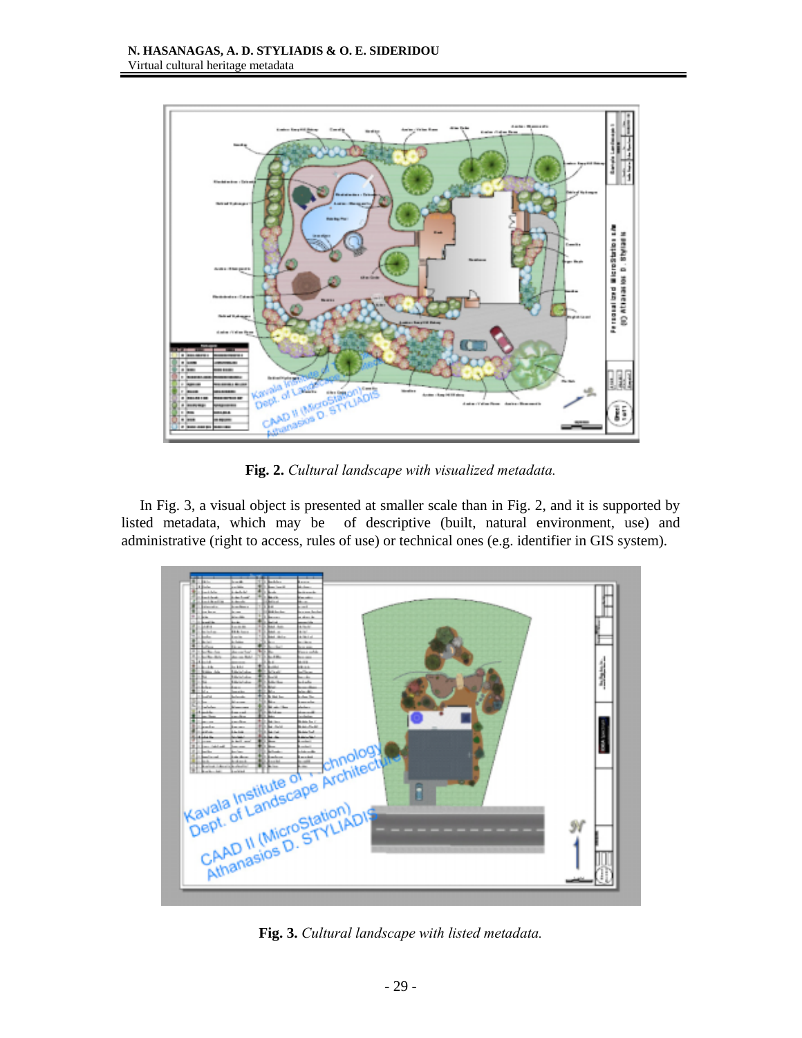**Fig. 2.** *Cultural landscape with visualized metadata.*

In Fig. 3, a visual object is presented at smaller scale than in Fig. 2, and it is supported by listed metadata, which may be of descriptive (built, natural environment, use) and administrative (right to access, rules of use) or technical ones (e.g. identifier in GIS system).

**Fig. 3.** *Cultural landscape with listed metadata.*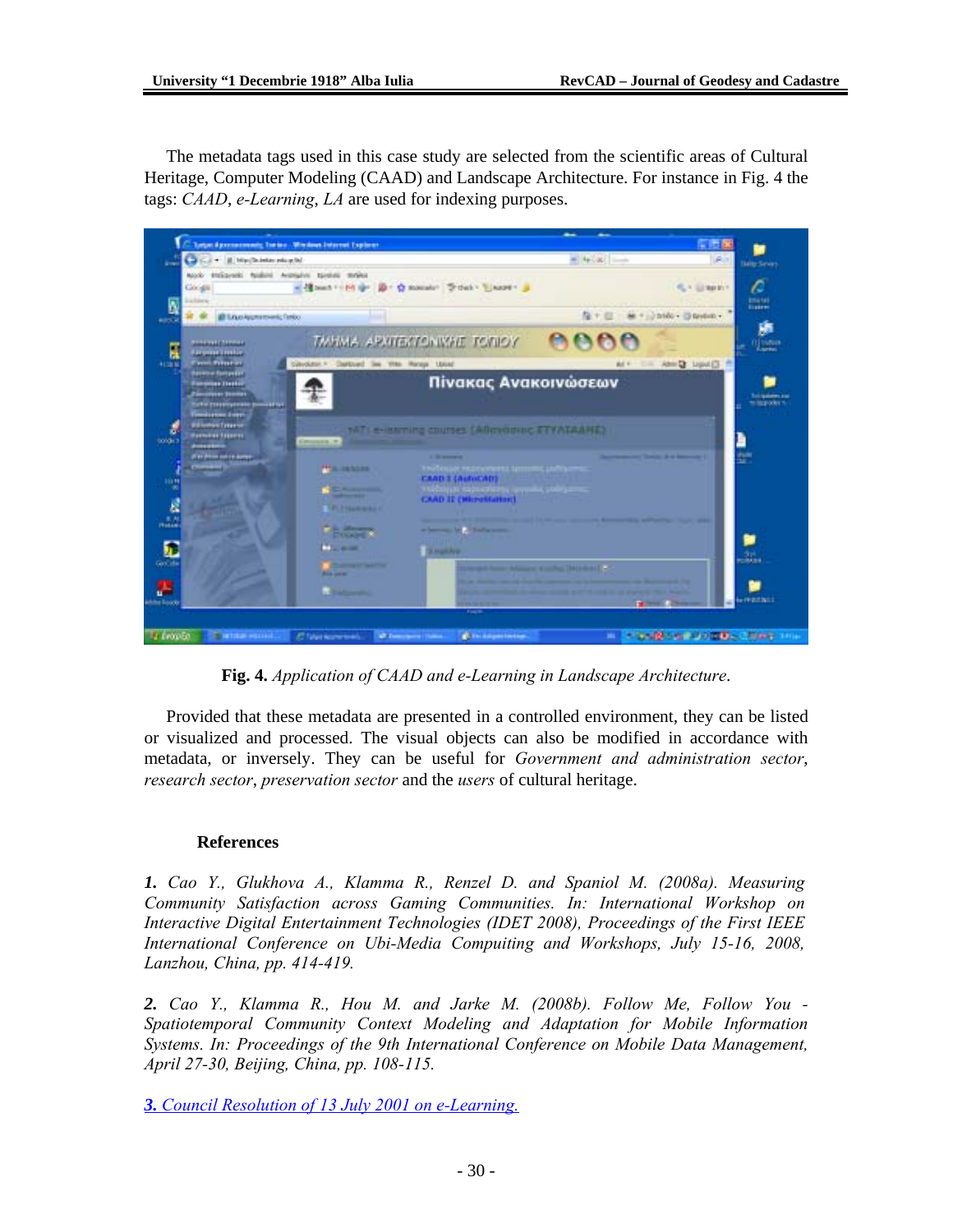The metadata tags used in this case study are selected from the scientific areas of Cultural Heritage, Computer Modeling (CAAD) and Landscape Architecture. For instance in Fig. 4 the tags: *CAAD*, *e-Learning*, *LA* are used for indexing purposes.

**Fig. 4.** *Application of CAAD and e-Learning in Landscape Architecture.*

Provided that these metadata are presented in a controlled environment, they can be listed or visualized and processed. The visual objects can also be modified in accordance with metadata, or inversely. They can be useful for *Government and administration sector*, *research sector*, *preservation sector* and the *users* of cultural heritage.

## References

***1.*** *Cao Y., Glukhova A., Klamma R., Renzel D. and Spaniol M. (2008a). Measuring Community Satisfaction across Gaming Communities. In: International Workshop on Interactive Digital Entertainment Technologies (IDET 2008), Proceedings of the First IEEE International Conference on Ubi-Media Computing and Workshops, July 15-16, 2008, Lanzhou, China, pp. 414-419.*

***2.*** *Cao Y., Klamma R., Hou M. and Jarke M. (2008b). Follow Me, Follow You - Spatiotemporal Community Context Modeling and Adaptation for Mobile Information Systems. In: Proceedings of the 9th International Conference on Mobile Data Management, April 27-30, Beijing, China, pp. 108-115.*

***3.*** *Council Resolution of 13 July 2001 on e-Learning.*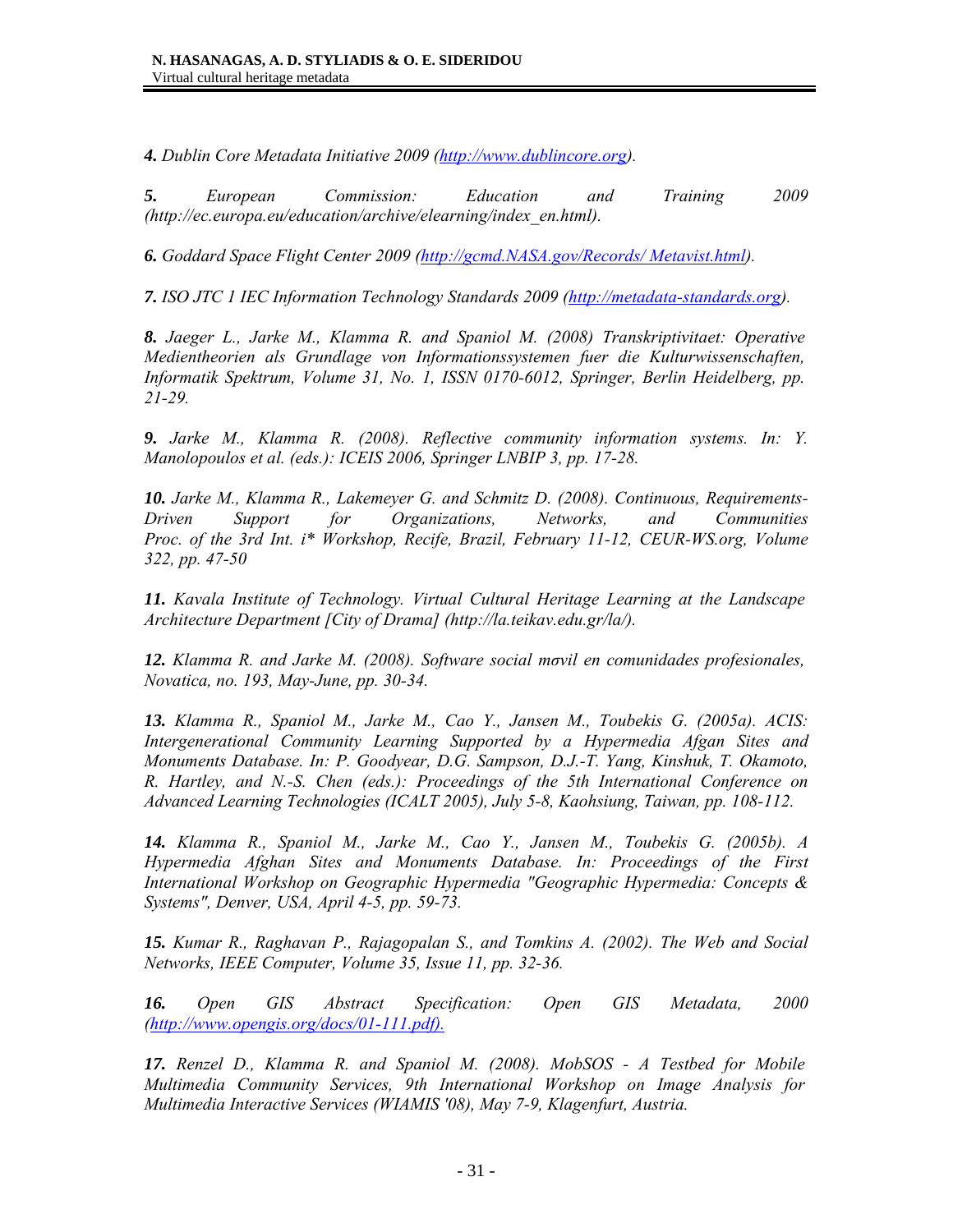***4.*** *Dublin Core Metadata Initiative 2009 (http://www.dublincore.org).*

***5.*** *European Commission: Education and Training 2009 (http://ec.europa.eu/education/archive/elearning/index_en.html).*

***6.*** *Goddard Space Flight Center 2009 (http://gcmd.NASA.gov/Records/ Metavist.html).*

***7.*** *ISO JTC 1 IEC Information Technology Standards 2009 (http://metadata-standards.org).*

***8.*** *Jaeger L., Jarke M., Klamma R. and Spaniol M. (2008) Transkriptivitaet: Operative Medientheorien als Grundlage von Informationssystemen fuer die Kulturwissenschaften, Informatik Spektrum, Volume 31, No. 1, ISSN 0170-6012, Springer, Berlin Heidelberg, pp. 21-29.*

***9.*** *Jarke M., Klamma R. (2008). Reflective community information systems. In: Y. Manolopoulos et al. (eds.): ICEIS 2006, Springer LNBIP 3, pp. 17-28.*

***10.*** *Jarke M., Klamma R., Lakemeyer G. and Schmitz D. (2008). Continuous, Requirements-Driven Support for Organizations, Networks, and Communities Proc. of the 3rd Int. i* Workshop, Recife, Brazil, February 11-12, CEUR-WS.org, Volume 322, pp. 47-50*

***11.*** *Kavala Institute of Technology. Virtual Cultural Heritage Learning at the Landscape Architecture Department [City of Drama] (http://la.teikav.edu.gr/la/).*

***12.*** *Klamma R. and Jarke M. (2008). Software social mσvil en comunidades profesionales, Novatica, no. 193, May-June, pp. 30-34.*

***13.*** *Klamma R., Spaniol M., Jarke M., Cao Y., Jansen M., Toubekis G. (2005a). ACIS: Intergenerational Community Learning Supported by a Hypermedia Afgan Sites and Monuments Database. In: P. Goodyear, D.G. Sampson, D.J.-T. Yang, Kinshuk, T. Okamoto, R. Hartley, and N.-S. Chen (eds.): Proceedings of the 5th International Conference on Advanced Learning Technologies (ICALT 2005), July 5-8, Kaohsiung, Taiwan, pp. 108-112.*

***14.*** *Klamma R., Spaniol M., Jarke M., Cao Y., Jansen M., Toubekis G. (2005b). A Hypermedia Afghan Sites and Monuments Database. In: Proceedings of the First International Workshop on Geographic Hypermedia "Geographic Hypermedia: Concepts & Systems", Denver, USA, April 4-5, pp. 59-73.*

***15.*** *Kumar R., Raghavan P., Rajagopalan S., and Tomkins A. (2002). The Web and Social Networks, IEEE Computer, Volume 35, Issue 11, pp. 32-36.*

***16.*** *Open GIS Abstract Specification: Open GIS Metadata, 2000 (http://www.opengis.org/docs/01-111.pdf).*

***17.*** *Renzel D., Klamma R. and Spaniol M. (2008). MobSOS - A Testbed for Mobile Multimedia Community Services, 9th International Workshop on Image Analysis for Multimedia Interactive Services (WIAMIS '08), May 7-9, Klagenfurt, Austria.*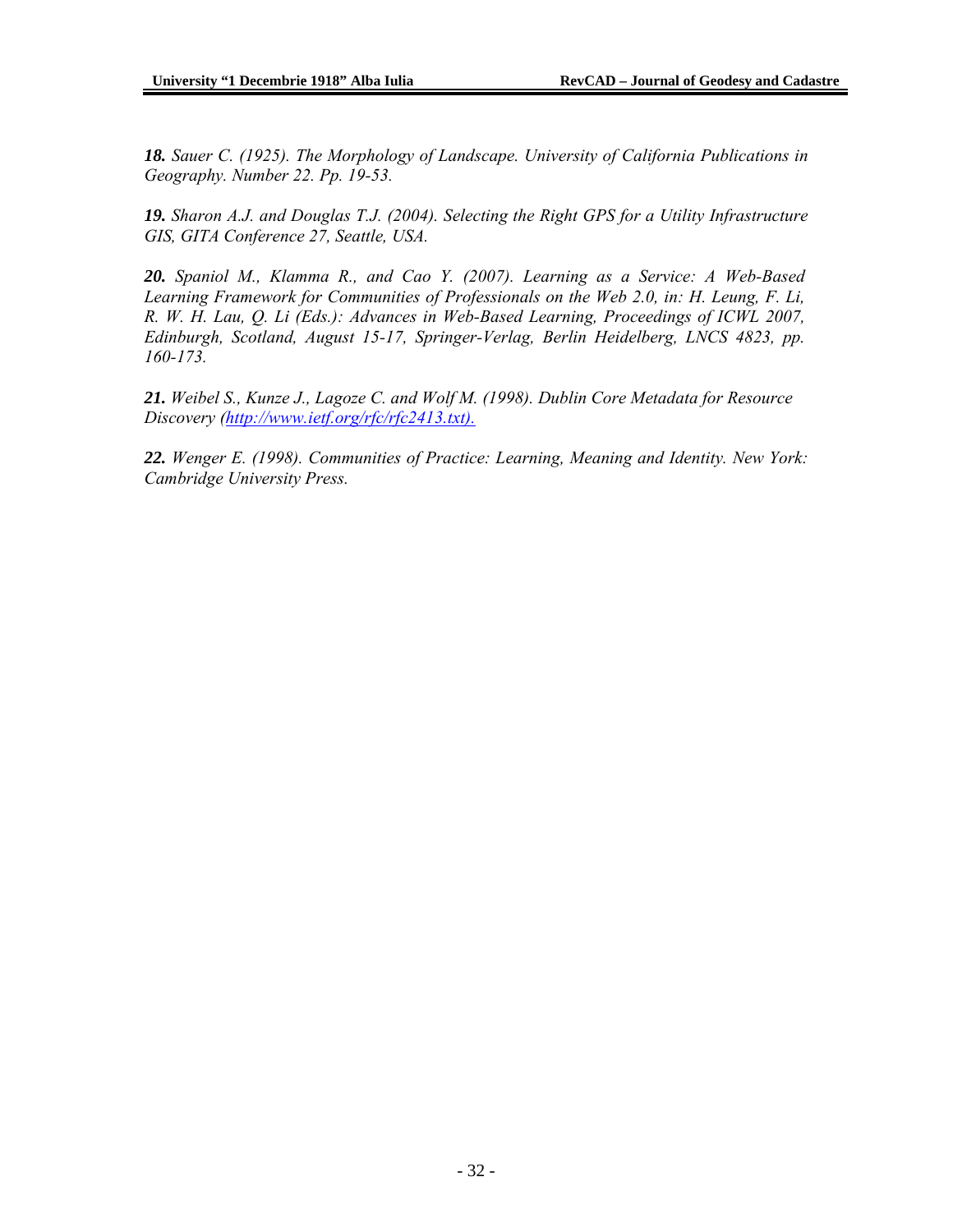***18.*** *Sauer C. (1925). The Morphology of Landscape. University of California Publications in Geography. Number 22. Pp. 19-53.*

***19.*** *Sharon A.J. and Douglas T.J. (2004). Selecting the Right GPS for a Utility Infrastructure GIS, GITA Conference 27, Seattle, USA.*

***20.*** *Spaniol M., Klamma R., and Cao Y. (2007). Learning as a Service: A Web-Based Learning Framework for Communities of Professionals on the Web 2.0, in: H. Leung, F. Li, R. W. H. Lau, Q. Li (Eds.): Advances in Web-Based Learning, Proceedings of ICWL 2007, Edinburgh, Scotland, August 15-17, Springer-Verlag, Berlin Heidelberg, LNCS 4823, pp. 160-173.*

***21.*** *Weibel S., Kunze J., Lagoze C. and Wolf M. (1998). Dublin Core Metadata for Resource Discovery (http://www.ietf.org/rfc/rfc2413.txt).*

***22.*** *Wenger E. (1998). Communities of Practice: Learning, Meaning and Identity. New York: Cambridge University Press.*